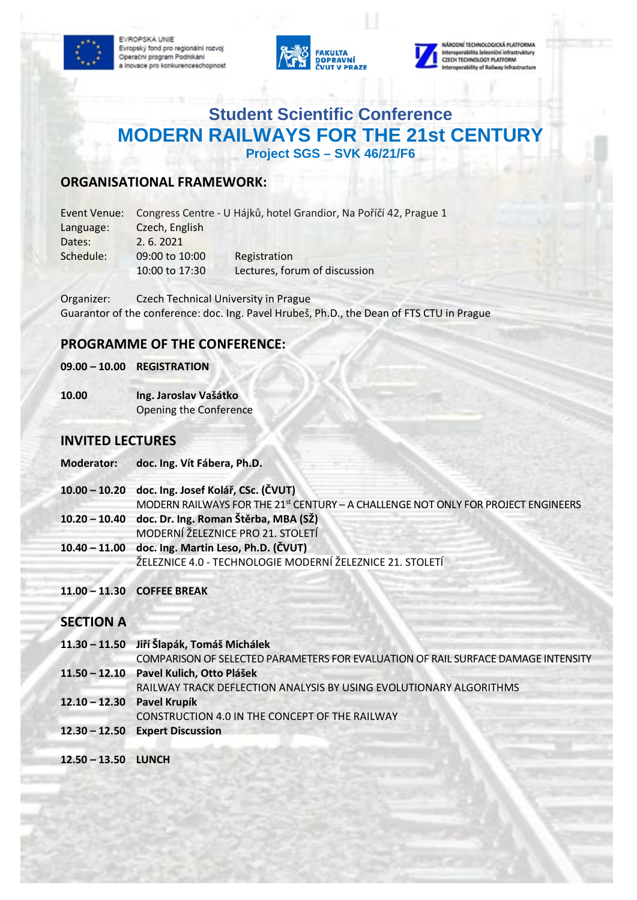EVROPSKÁ UNIE
Evropský fond pro regionální rozvoj
Operační program Podnikání
a inovace pro konkurenceschopnost

FAKULTA DOPRAVNÍ ČVUT V PRAZE

NÁRODNÍ TECHNOLOGICKÁ PLATFORMA
Interoperabilita železniční infrastruktury
CZECH TECHNOLOGY PLATFORM
Interoperability of Railway Infrastructure

# Student Scientific Conference
# MODERN RAILWAYS FOR THE 21st CENTURY
### Project SGS – SVK 46/21/F6

## ORGANISATIONAL FRAMEWORK:

| | | |
|---|---|---|
| Event Venue: | Congress Centre - U Hájků, hotel Grandior, Na Poříčí 42, Prague 1 | |
| Language: | Czech, English | |
| Dates: | 2. 6. 2021 | |
| Schedule: | 09:00 to 10:00 | Registration |
| | 10:00 to 17:30 | Lectures, forum of discussion |

Organizer: Czech Technical University in Prague
Guarantor of the conference: doc. Ing. Pavel Hrubeš, Ph.D., the Dean of FTS CTU in Prague

## PROGRAMME OF THE CONFERENCE:

**09.00 – 10.00 REGISTRATION**

**10.00 Ing. Jaroslav Vašátko**
Opening the Conference

## INVITED LECTURES

**Moderator: doc. Ing. Vít Fábera, Ph.D.**

**10.00 – 10.20 doc. Ing. Josef Kolář, CSc. (ČVUT)**
MODERN RAILWAYS FOR THE 21st CENTURY – A CHALLENGE NOT ONLY FOR PROJECT ENGINEERS

**10.20 – 10.40 doc. Dr. Ing. Roman Štěrba, MBA (SŽ)**
MODERNÍ ŽELEZNICE PRO 21. STOLETÍ

**10.40 – 11.00 doc. Ing. Martin Leso, Ph.D. (ČVUT)**
ŽELEZNICE 4.0 - TECHNOLOGIE MODERNÍ ŽELEZNICE 21. STOLETÍ

**11.00 – 11.30 COFFEE BREAK**

## SECTION A

**11.30 – 11.50 Jiří Šlapák, Tomáš Michálek**
COMPARISON OF SELECTED PARAMETERS FOR EVALUATION OF RAIL SURFACE DAMAGE INTENSITY

**11.50 – 12.10 Pavel Kulich, Otto Plášek**
RAILWAY TRACK DEFLECTION ANALYSIS BY USING EVOLUTIONARY ALGORITHMS

**12.10 – 12.30 Pavel Krupík**
CONSTRUCTION 4.0 IN THE CONCEPT OF THE RAILWAY

**12.30 – 12.50 Expert Discussion**

**12.50 – 13.50 LUNCH**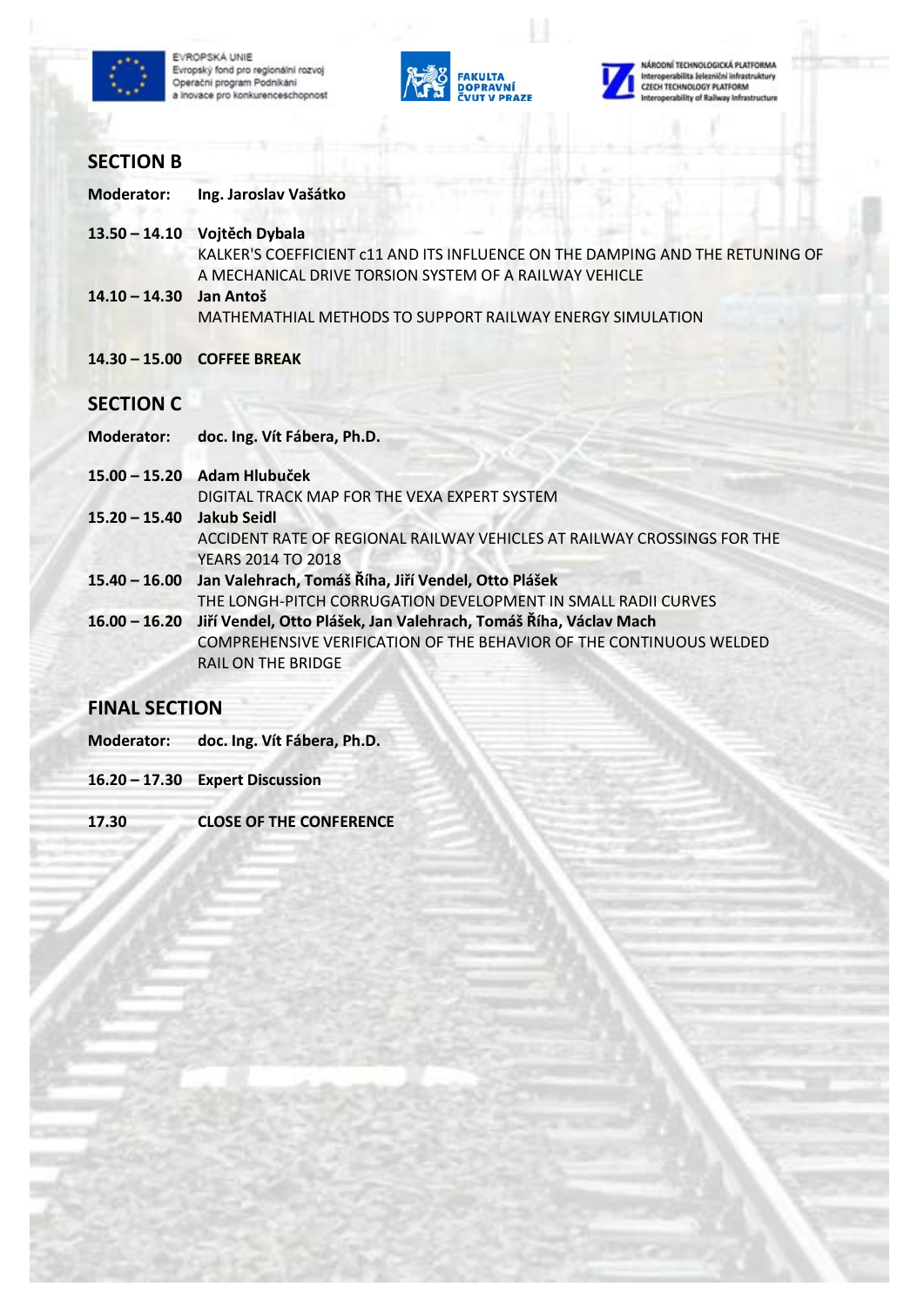## SECTION B

**Moderator:** **Ing. Jaroslav Vašátko**

**13.50 – 14.10** **Vojtěch Dybala**
KALKER'S COEFFICIENT c11 AND ITS INFLUENCE ON THE DAMPING AND THE RETUNING OF A MECHANICAL DRIVE TORSION SYSTEM OF A RAILWAY VEHICLE

**14.10 – 14.30** **Jan Antoš**
MATHEMATHIAL METHODS TO SUPPORT RAILWAY ENERGY SIMULATION

**14.30 – 15.00** **COFFEE BREAK**

## SECTION C

**Moderator:** **doc. Ing. Vít Fábera, Ph.D.**

**15.00 – 15.20** **Adam Hlubuček**
DIGITAL TRACK MAP FOR THE VEXA EXPERT SYSTEM

**15.20 – 15.40** **Jakub Seidl**
ACCIDENT RATE OF REGIONAL RAILWAY VEHICLES AT RAILWAY CROSSINGS FOR THE YEARS 2014 TO 2018

**15.40 – 16.00** **Jan Valehrach, Tomáš Říha, Jiří Vendel, Otto Plášek**
THE LONGH-PITCH CORRUGATION DEVELOPMENT IN SMALL RADII CURVES

**16.00 – 16.20** **Jiří Vendel, Otto Plášek, Jan Valehrach, Tomáš Říha, Václav Mach**
COMPREHENSIVE VERIFICATION OF THE BEHAVIOR OF THE CONTINUOUS WELDED RAIL ON THE BRIDGE

## FINAL SECTION

**Moderator:** **doc. Ing. Vít Fábera, Ph.D.**

**16.20 – 17.30** **Expert Discussion**

**17.30** **CLOSE OF THE CONFERENCE**